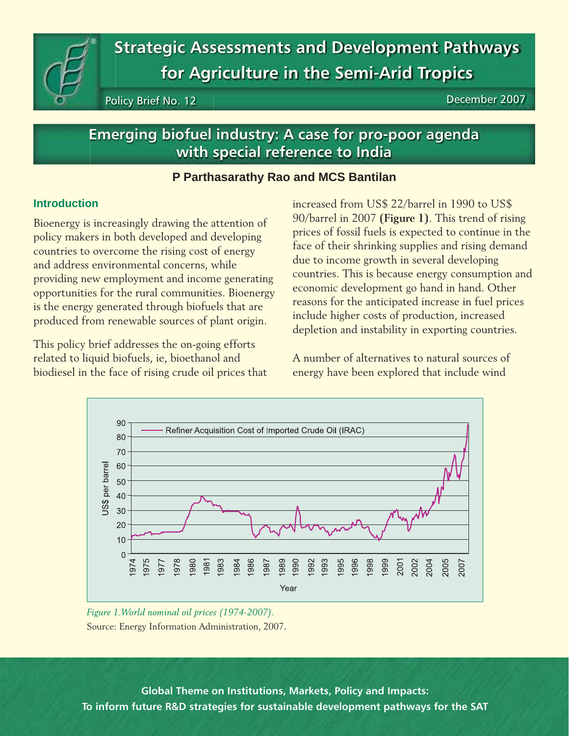# Strategic Assessments and Development Pathways for Agriculture in the Semi-Arid Tropics

Policy Brief No. 12

December 2007

## Emerging biofuel industry: A case for pro-poor agenda with special reference to India

**P Parthasarathy Rao and MCS Bantilan**

### Introduction

Bioenergy is increasingly drawing the attention of policy makers in both developed and developing countries to overcome the rising cost of energy and address environmental concerns, while providing new employment and income generating opportunities for the rural communities. Bioenergy is the energy generated through biofuels that are produced from renewable sources of plant origin.

This policy brief addresses the on-going efforts related to liquid biofuels, ie, bioethanol and biodiesel in the face of rising crude oil prices that increased from US$ 22/barrel in 1990 to US$ 90/barrel in 2007 **(Figure 1)**. This trend of rising prices of fossil fuels is expected to continue in the face of their shrinking supplies and rising demand due to income growth in several developing countries. This is because energy consumption and economic development go hand in hand. Other reasons for the anticipated increase in fuel prices include higher costs of production, increased depletion and instability in exporting countries.

A number of alternatives to natural sources of energy have been explored that include wind

*Figure 1.World nominal oil prices (1974-2007).*

Source: Energy Information Administration, 2007.

**Global Theme on Institutions, Markets, Policy and Impacts:**
**To inform future R&D strategies for sustainable development pathways for the SAT**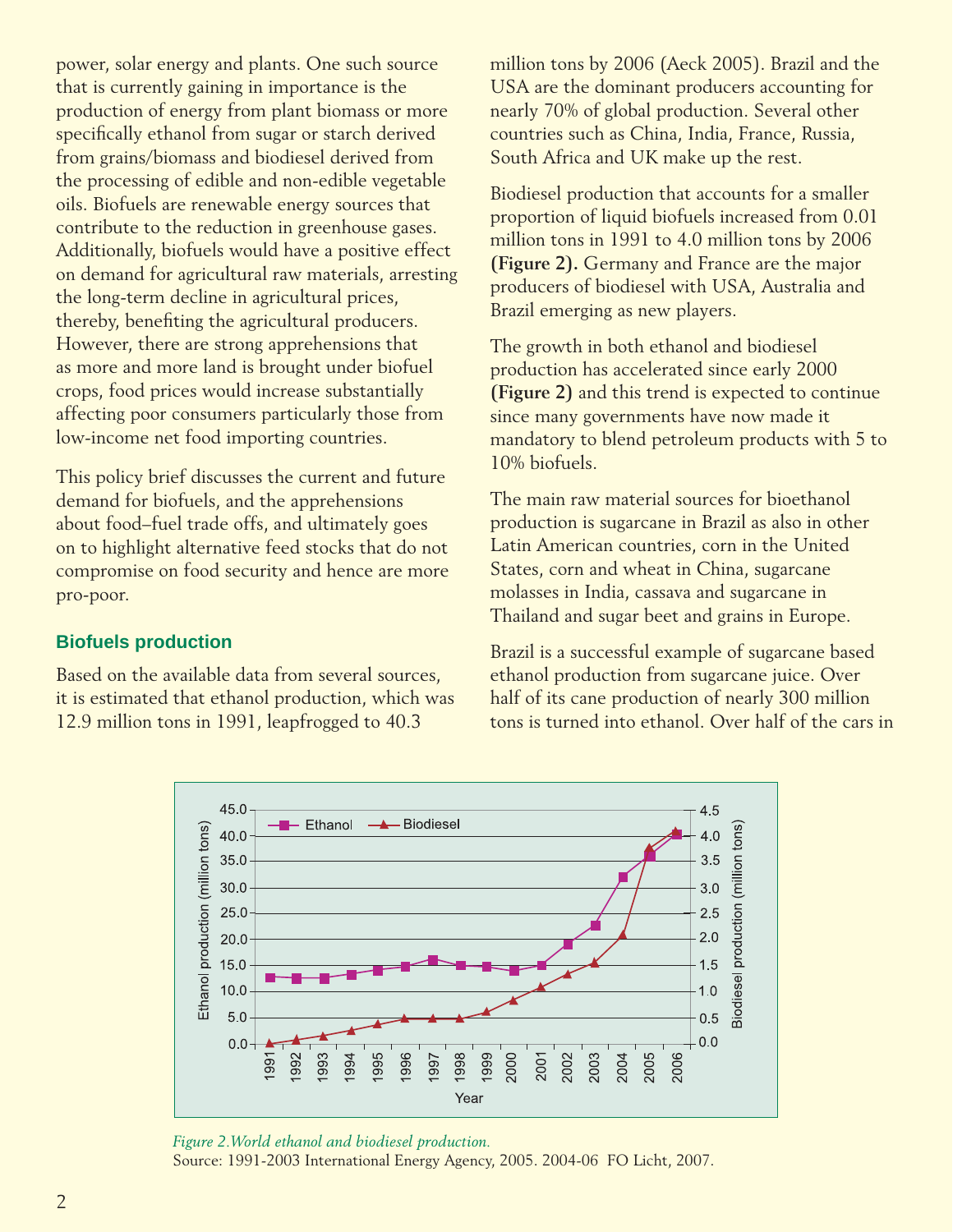power, solar energy and plants. One such source that is currently gaining in importance is the production of energy from plant biomass or more specifically ethanol from sugar or starch derived from grains/biomass and biodiesel derived from the processing of edible and non-edible vegetable oils. Biofuels are renewable energy sources that contribute to the reduction in greenhouse gases. Additionally, biofuels would have a positive effect on demand for agricultural raw materials, arresting the long-term decline in agricultural prices, thereby, benefiting the agricultural producers. However, there are strong apprehensions that as more and more land is brought under biofuel crops, food prices would increase substantially affecting poor consumers particularly those from low-income net food importing countries.

This policy brief discusses the current and future demand for biofuels, and the apprehensions about food–fuel trade offs, and ultimately goes on to highlight alternative feed stocks that do not compromise on food security and hence are more pro-poor.

## Biofuels production

Based on the available data from several sources, it is estimated that ethanol production, which was 12.9 million tons in 1991, leapfrogged to 40.3 million tons by 2006 (Aeck 2005). Brazil and the USA are the dominant producers accounting for nearly 70% of global production. Several other countries such as China, India, France, Russia, South Africa and UK make up the rest.

Biodiesel production that accounts for a smaller proportion of liquid biofuels increased from 0.01 million tons in 1991 to 4.0 million tons by 2006 **(Figure 2).** Germany and France are the major producers of biodiesel with USA, Australia and Brazil emerging as new players.

The growth in both ethanol and biodiesel production has accelerated since early 2000 **(Figure 2)** and this trend is expected to continue since many governments have now made it mandatory to blend petroleum products with 5 to 10% biofuels.

The main raw material sources for bioethanol production is sugarcane in Brazil as also in other Latin American countries, corn in the United States, corn and wheat in China, sugarcane molasses in India, cassava and sugarcane in Thailand and sugar beet and grains in Europe.

Brazil is a successful example of sugarcane based ethanol production from sugarcane juice. Over half of its cane production of nearly 300 million tons is turned into ethanol. Over half of the cars in

*Figure 2.World ethanol and biodiesel production.*
Source: 1991-2003 International Energy Agency, 2005. 2004-06 FO Licht, 2007.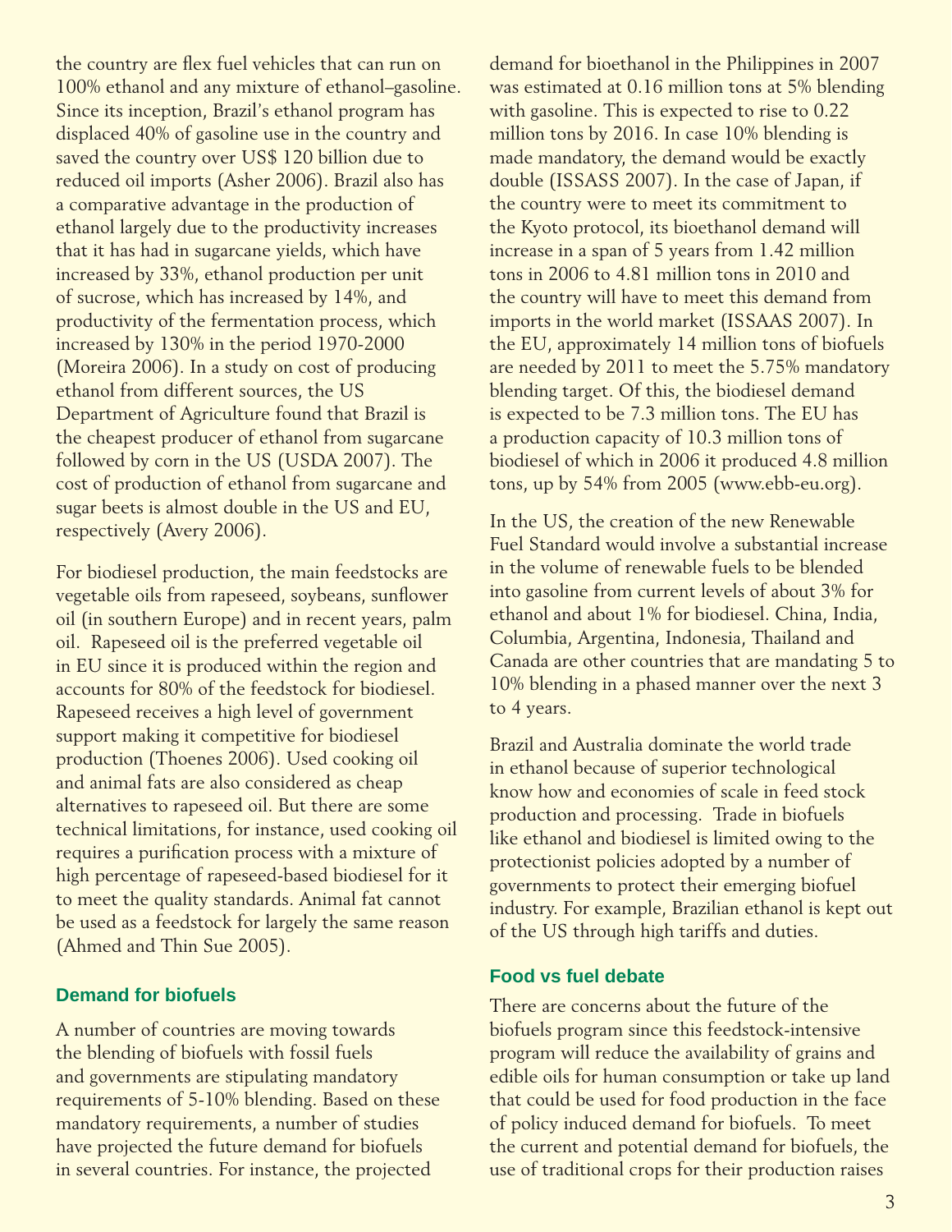the country are flex fuel vehicles that can run on 100% ethanol and any mixture of ethanol–gasoline. Since its inception, Brazil's ethanol program has displaced 40% of gasoline use in the country and saved the country over US$ 120 billion due to reduced oil imports (Asher 2006). Brazil also has a comparative advantage in the production of ethanol largely due to the productivity increases that it has had in sugarcane yields, which have increased by 33%, ethanol production per unit of sucrose, which has increased by 14%, and productivity of the fermentation process, which increased by 130% in the period 1970-2000 (Moreira 2006). In a study on cost of producing ethanol from different sources, the US Department of Agriculture found that Brazil is the cheapest producer of ethanol from sugarcane followed by corn in the US (USDA 2007). The cost of production of ethanol from sugarcane and sugar beets is almost double in the US and EU, respectively (Avery 2006).

For biodiesel production, the main feedstocks are vegetable oils from rapeseed, soybeans, sunflower oil (in southern Europe) and in recent years, palm oil. Rapeseed oil is the preferred vegetable oil in EU since it is produced within the region and accounts for 80% of the feedstock for biodiesel. Rapeseed receives a high level of government support making it competitive for biodiesel production (Thoenes 2006). Used cooking oil and animal fats are also considered as cheap alternatives to rapeseed oil. But there are some technical limitations, for instance, used cooking oil requires a purification process with a mixture of high percentage of rapeseed-based biodiesel for it to meet the quality standards. Animal fat cannot be used as a feedstock for largely the same reason (Ahmed and Thin Sue 2005).

## Demand for biofuels

A number of countries are moving towards the blending of biofuels with fossil fuels and governments are stipulating mandatory requirements of 5-10% blending. Based on these mandatory requirements, a number of studies have projected the future demand for biofuels in several countries. For instance, the projected demand for bioethanol in the Philippines in 2007 was estimated at 0.16 million tons at 5% blending with gasoline. This is expected to rise to 0.22 million tons by 2016. In case 10% blending is made mandatory, the demand would be exactly double (ISSASS 2007). In the case of Japan, if the country were to meet its commitment to the Kyoto protocol, its bioethanol demand will increase in a span of 5 years from 1.42 million tons in 2006 to 4.81 million tons in 2010 and the country will have to meet this demand from imports in the world market (ISSAAS 2007). In the EU, approximately 14 million tons of biofuels are needed by 2011 to meet the 5.75% mandatory blending target. Of this, the biodiesel demand is expected to be 7.3 million tons. The EU has a production capacity of 10.3 million tons of biodiesel of which in 2006 it produced 4.8 million tons, up by 54% from 2005 (www.ebb-eu.org).

In the US, the creation of the new Renewable Fuel Standard would involve a substantial increase in the volume of renewable fuels to be blended into gasoline from current levels of about 3% for ethanol and about 1% for biodiesel. China, India, Columbia, Argentina, Indonesia, Thailand and Canada are other countries that are mandating 5 to 10% blending in a phased manner over the next 3 to 4 years.

Brazil and Australia dominate the world trade in ethanol because of superior technological know how and economies of scale in feed stock production and processing. Trade in biofuels like ethanol and biodiesel is limited owing to the protectionist policies adopted by a number of governments to protect their emerging biofuel industry. For example, Brazilian ethanol is kept out of the US through high tariffs and duties.

## Food vs fuel debate

There are concerns about the future of the biofuels program since this feedstock-intensive program will reduce the availability of grains and edible oils for human consumption or take up land that could be used for food production in the face of policy induced demand for biofuels. To meet the current and potential demand for biofuels, the use of traditional crops for their production raises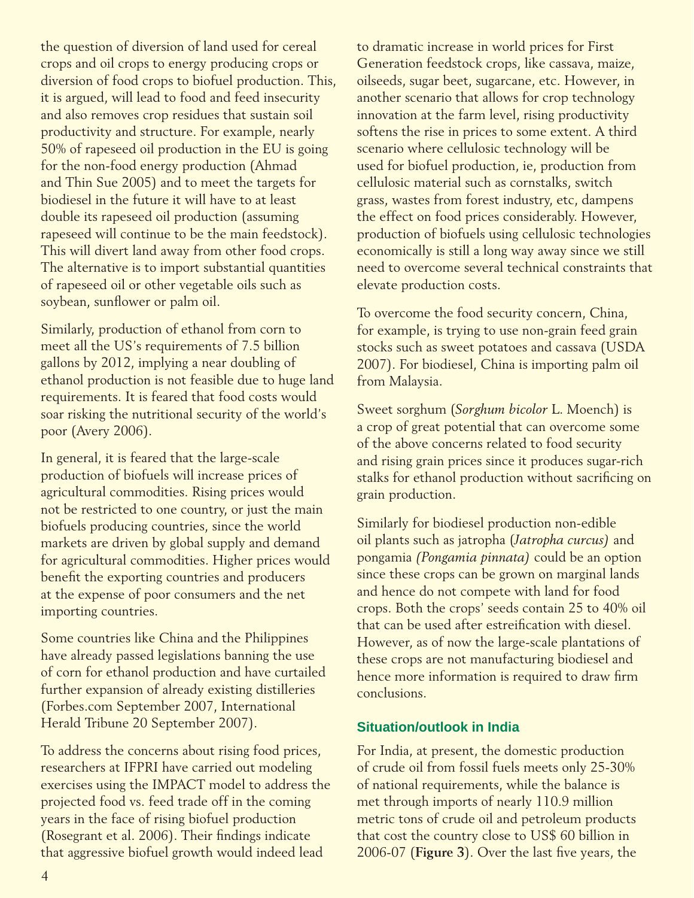the question of diversion of land used for cereal crops and oil crops to energy producing crops or diversion of food crops to biofuel production. This, it is argued, will lead to food and feed insecurity and also removes crop residues that sustain soil productivity and structure. For example, nearly 50% of rapeseed oil production in the EU is going for the non-food energy production (Ahmad and Thin Sue 2005) and to meet the targets for biodiesel in the future it will have to at least double its rapeseed oil production (assuming rapeseed will continue to be the main feedstock). This will divert land away from other food crops. The alternative is to import substantial quantities of rapeseed oil or other vegetable oils such as soybean, sunflower or palm oil.

Similarly, production of ethanol from corn to meet all the US's requirements of 7.5 billion gallons by 2012, implying a near doubling of ethanol production is not feasible due to huge land requirements. It is feared that food costs would soar risking the nutritional security of the world's poor (Avery 2006).

In general, it is feared that the large-scale production of biofuels will increase prices of agricultural commodities. Rising prices would not be restricted to one country, or just the main biofuels producing countries, since the world markets are driven by global supply and demand for agricultural commodities. Higher prices would benefit the exporting countries and producers at the expense of poor consumers and the net importing countries.

Some countries like China and the Philippines have already passed legislations banning the use of corn for ethanol production and have curtailed further expansion of already existing distilleries (Forbes.com September 2007, International Herald Tribune 20 September 2007).

To address the concerns about rising food prices, researchers at IFPRI have carried out modeling exercises using the IMPACT model to address the projected food vs. feed trade off in the coming years in the face of rising biofuel production (Rosegrant et al. 2006). Their findings indicate that aggressive biofuel growth would indeed lead to dramatic increase in world prices for First Generation feedstock crops, like cassava, maize, oilseeds, sugar beet, sugarcane, etc. However, in another scenario that allows for crop technology innovation at the farm level, rising productivity softens the rise in prices to some extent. A third scenario where cellulosic technology will be used for biofuel production, ie, production from cellulosic material such as cornstalks, switch grass, wastes from forest industry, etc, dampens the effect on food prices considerably. However, production of biofuels using cellulosic technologies economically is still a long way away since we still need to overcome several technical constraints that elevate production costs.

To overcome the food security concern, China, for example, is trying to use non-grain feed grain stocks such as sweet potatoes and cassava (USDA 2007). For biodiesel, China is importing palm oil from Malaysia.

Sweet sorghum (*Sorghum bicolor* L. Moench) is a crop of great potential that can overcome some of the above concerns related to food security and rising grain prices since it produces sugar-rich stalks for ethanol production without sacrificing on grain production.

Similarly for biodiesel production non-edible oil plants such as jatropha (*Jatropha curcus)* and pongamia *(Pongamia pinnata)* could be an option since these crops can be grown on marginal lands and hence do not compete with land for food crops. Both the crops' seeds contain 25 to 40% oil that can be used after estreification with diesel. However, as of now the large-scale plantations of these crops are not manufacturing biodiesel and hence more information is required to draw firm conclusions.

## Situation/outlook in India

For India, at present, the domestic production of crude oil from fossil fuels meets only 25-30% of national requirements, while the balance is met through imports of nearly 110.9 million metric tons of crude oil and petroleum products that cost the country close to US$ 60 billion in 2006-07 (**Figure 3**). Over the last five years, the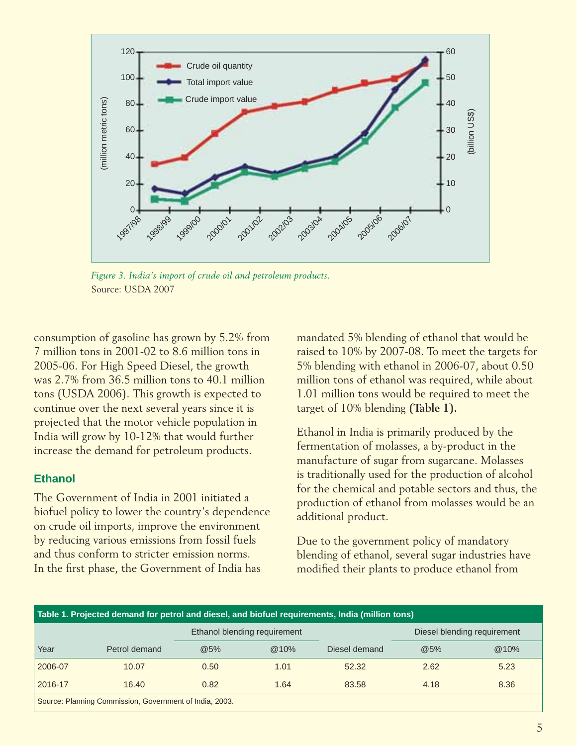Figure 3. India's import of crude oil and petroleum products.
Source: USDA 2007

consumption of gasoline has grown by 5.2% from 7 million tons in 2001-02 to 8.6 million tons in 2005-06. For High Speed Diesel, the growth was 2.7% from 36.5 million tons to 40.1 million tons (USDA 2006). This growth is expected to continue over the next several years since it is projected that the motor vehicle population in India will grow by 10-12% that would further increase the demand for petroleum products.

## Ethanol

The Government of India in 2001 initiated a biofuel policy to lower the country's dependence on crude oil imports, improve the environment by reducing various emissions from fossil fuels and thus conform to stricter emission norms. In the first phase, the Government of India has mandated 5% blending of ethanol that would be raised to 10% by 2007-08. To meet the targets for 5% blending with ethanol in 2006-07, about 0.50 million tons of ethanol was required, while about 1.01 million tons would be required to meet the target of 10% blending **(Table 1).**

Ethanol in India is primarily produced by the fermentation of molasses, a by-product in the manufacture of sugar from sugarcane. Molasses is traditionally used for the production of alcohol for the chemical and potable sectors and thus, the production of ethanol from molasses would be an additional product.

Due to the government policy of mandatory blending of ethanol, several sugar industries have modified their plants to produce ethanol from

**Table 1. Projected demand for petrol and diesel, and biofuel requirements, India (million tons)**

| | | Ethanol blending requirement | | | Diesel blending requirement | |
|---|---|---|---|---|---|---|
| Year | Petrol demand | @5% | @10% | Diesel demand | @5% | @10% |
| 2006-07 | 10.07 | 0.50 | 1.01 | 52.32 | 2.62 | 5.23 |
| 2016-17 | 16.40 | 0.82 | 1.64 | 83.58 | 4.18 | 8.36 |

Source: Planning Commission, Government of India, 2003.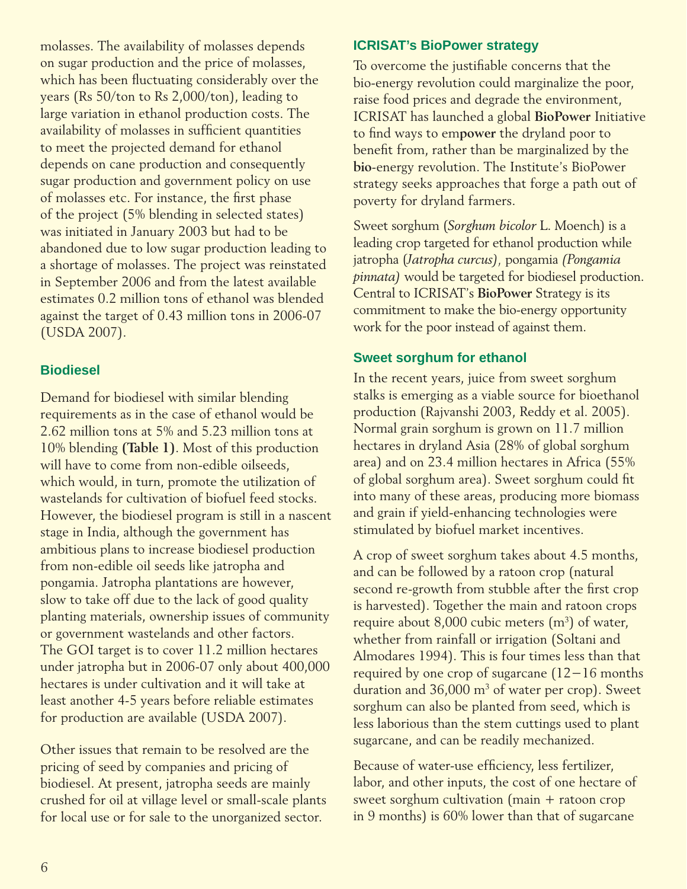molasses. The availability of molasses depends on sugar production and the price of molasses, which has been fluctuating considerably over the years (Rs 50/ton to Rs 2,000/ton), leading to large variation in ethanol production costs. The availability of molasses in sufficient quantities to meet the projected demand for ethanol depends on cane production and consequently sugar production and government policy on use of molasses etc. For instance, the first phase of the project (5% blending in selected states) was initiated in January 2003 but had to be abandoned due to low sugar production leading to a shortage of molasses. The project was reinstated in September 2006 and from the latest available estimates 0.2 million tons of ethanol was blended against the target of 0.43 million tons in 2006-07 (USDA 2007).

## Biodiesel

Demand for biodiesel with similar blending requirements as in the case of ethanol would be 2.62 million tons at 5% and 5.23 million tons at 10% blending **(Table 1)**. Most of this production will have to come from non-edible oilseeds, which would, in turn, promote the utilization of wastelands for cultivation of biofuel feed stocks. However, the biodiesel program is still in a nascent stage in India, although the government has ambitious plans to increase biodiesel production from non-edible oil seeds like jatropha and pongamia. Jatropha plantations are however, slow to take off due to the lack of good quality planting materials, ownership issues of community or government wastelands and other factors. The GOI target is to cover 11.2 million hectares under jatropha but in 2006-07 only about 400,000 hectares is under cultivation and it will take at least another 4-5 years before reliable estimates for production are available (USDA 2007).

Other issues that remain to be resolved are the pricing of seed by companies and pricing of biodiesel. At present, jatropha seeds are mainly crushed for oil at village level or small-scale plants for local use or for sale to the unorganized sector.

## ICRISAT's BioPower strategy

To overcome the justifiable concerns that the bio-energy revolution could marginalize the poor, raise food prices and degrade the environment, ICRISAT has launched a global **BioPower** Initiative to find ways to em**power** the dryland poor to benefit from, rather than be marginalized by the **bio**-energy revolution. The Institute's BioPower strategy seeks approaches that forge a path out of poverty for dryland farmers.

Sweet sorghum (*Sorghum bicolor* L. Moench) is a leading crop targeted for ethanol production while jatropha (*Jatropha curcus)*, pongamia *(Pongamia pinnata)* would be targeted for biodiesel production. Central to ICRISAT's **BioPower** Strategy is its commitment to make the bio-energy opportunity work for the poor instead of against them.

## Sweet sorghum for ethanol

In the recent years, juice from sweet sorghum stalks is emerging as a viable source for bioethanol production (Rajvanshi 2003, Reddy et al. 2005). Normal grain sorghum is grown on 11.7 million hectares in dryland Asia (28% of global sorghum area) and on 23.4 million hectares in Africa (55% of global sorghum area). Sweet sorghum could fit into many of these areas, producing more biomass and grain if yield-enhancing technologies were stimulated by biofuel market incentives.

A crop of sweet sorghum takes about 4.5 months, and can be followed by a ratoon crop (natural second re-growth from stubble after the first crop is harvested). Together the main and ratoon crops require about 8,000 cubic meters ($m^3$) of water, whether from rainfall or irrigation (Soltani and Almodares 1994). This is four times less than that required by one crop of sugarcane (12–16 months duration and 36,000 $m^3$ of water per crop). Sweet sorghum can also be planted from seed, which is less laborious than the stem cuttings used to plant sugarcane, and can be readily mechanized.

Because of water-use efficiency, less fertilizer, labor, and other inputs, the cost of one hectare of sweet sorghum cultivation (main + ratoon crop in 9 months) is 60% lower than that of sugarcane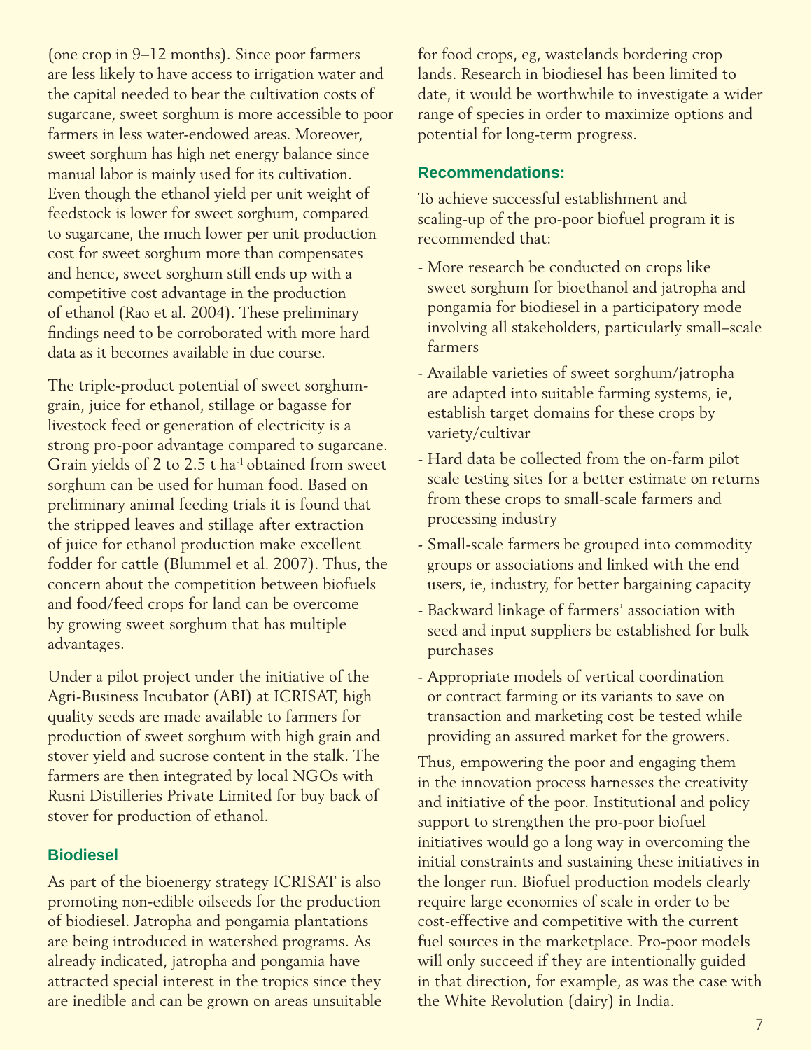(one crop in 9–12 months). Since poor farmers are less likely to have access to irrigation water and the capital needed to bear the cultivation costs of sugarcane, sweet sorghum is more accessible to poor farmers in less water-endowed areas. Moreover, sweet sorghum has high net energy balance since manual labor is mainly used for its cultivation. Even though the ethanol yield per unit weight of feedstock is lower for sweet sorghum, compared to sugarcane, the much lower per unit production cost for sweet sorghum more than compensates and hence, sweet sorghum still ends up with a competitive cost advantage in the production of ethanol (Rao et al. 2004). These preliminary findings need to be corroborated with more hard data as it becomes available in due course.

The triple-product potential of sweet sorghum-grain, juice for ethanol, stillage or bagasse for livestock feed or generation of electricity is a strong pro-poor advantage compared to sugarcane. Grain yields of 2 to 2.5 t ha$^{-1}$ obtained from sweet sorghum can be used for human food. Based on preliminary animal feeding trials it is found that the stripped leaves and stillage after extraction of juice for ethanol production make excellent fodder for cattle (Blummel et al. 2007). Thus, the concern about the competition between biofuels and food/feed crops for land can be overcome by growing sweet sorghum that has multiple advantages.

Under a pilot project under the initiative of the Agri-Business Incubator (ABI) at ICRISAT, high quality seeds are made available to farmers for production of sweet sorghum with high grain and stover yield and sucrose content in the stalk. The farmers are then integrated by local NGOs with Rusni Distilleries Private Limited for buy back of stover for production of ethanol.

## Biodiesel

As part of the bioenergy strategy ICRISAT is also promoting non-edible oilseeds for the production of biodiesel. Jatropha and pongamia plantations are being introduced in watershed programs. As already indicated, jatropha and pongamia have attracted special interest in the tropics since they are inedible and can be grown on areas unsuitable for food crops, eg, wastelands bordering crop lands. Research in biodiesel has been limited to date, it would be worthwhile to investigate a wider range of species in order to maximize options and potential for long-term progress.

## Recommendations:

To achieve successful establishment and scaling-up of the pro-poor biofuel program it is recommended that:

- More research be conducted on crops like sweet sorghum for bioethanol and jatropha and pongamia for biodiesel in a participatory mode involving all stakeholders, particularly small–scale farmers
- Available varieties of sweet sorghum/jatropha are adapted into suitable farming systems, ie, establish target domains for these crops by variety/cultivar
- Hard data be collected from the on-farm pilot scale testing sites for a better estimate on returns from these crops to small-scale farmers and processing industry
- Small-scale farmers be grouped into commodity groups or associations and linked with the end users, ie, industry, for better bargaining capacity
- Backward linkage of farmers' association with seed and input suppliers be established for bulk purchases
- Appropriate models of vertical coordination or contract farming or its variants to save on transaction and marketing cost be tested while providing an assured market for the growers.

Thus, empowering the poor and engaging them in the innovation process harnesses the creativity and initiative of the poor. Institutional and policy support to strengthen the pro-poor biofuel initiatives would go a long way in overcoming the initial constraints and sustaining these initiatives in the longer run. Biofuel production models clearly require large economies of scale in order to be cost-effective and competitive with the current fuel sources in the marketplace. Pro-poor models will only succeed if they are intentionally guided in that direction, for example, as was the case with the White Revolution (dairy) in India.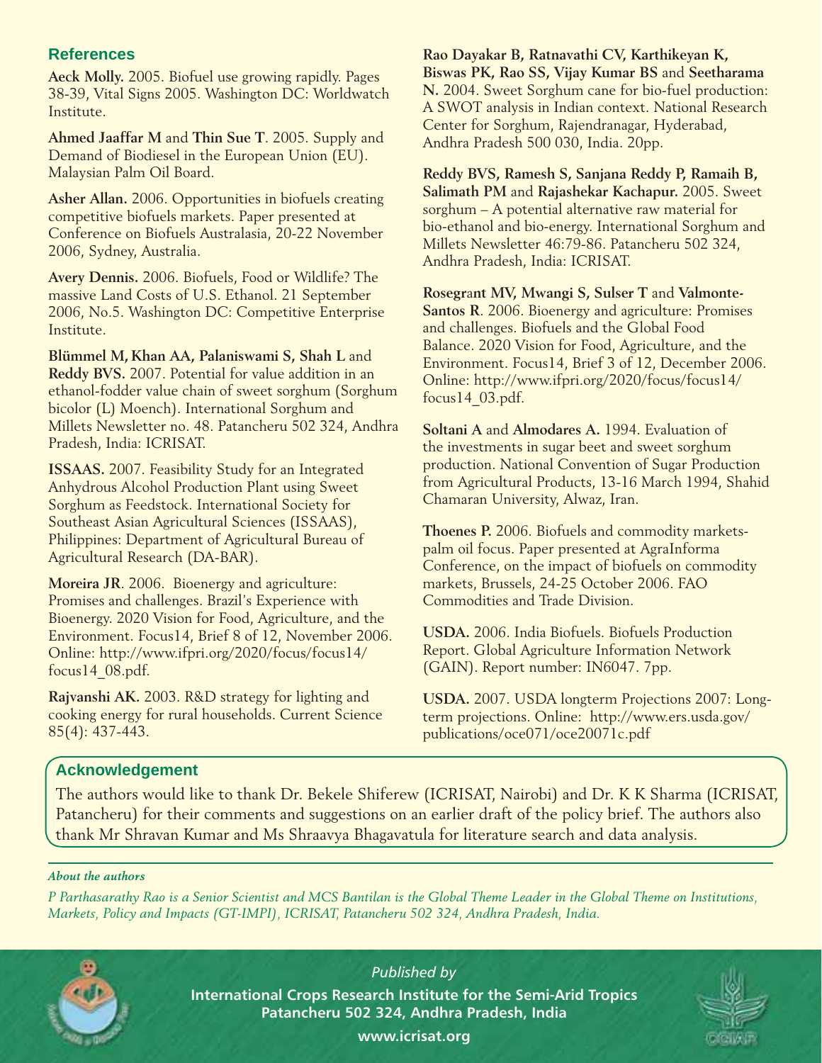## References

**Aeck Molly.** 2005. Biofuel use growing rapidly. Pages 38-39, Vital Signs 2005. Washington DC: Worldwatch Institute.

**Ahmed Jaaffar M** and **Thin Sue T**. 2005. Supply and Demand of Biodiesel in the European Union (EU). Malaysian Palm Oil Board.

**Asher Allan.** 2006. Opportunities in biofuels creating competitive biofuels markets. Paper presented at Conference on Biofuels Australasia, 20-22 November 2006, Sydney, Australia.

**Avery Dennis.** 2006. Biofuels, Food or Wildlife? The massive Land Costs of U.S. Ethanol. 21 September 2006, No.5. Washington DC: Competitive Enterprise Institute.

**Blümmel M, Khan AA, Palaniswami S, Shah L** and **Reddy BVS.** 2007. Potential for value addition in an ethanol-fodder value chain of sweet sorghum (Sorghum bicolor (L) Moench). International Sorghum and Millets Newsletter no. 48. Patancheru 502 324, Andhra Pradesh, India: ICRISAT.

**ISSAAS.** 2007. Feasibility Study for an Integrated Anhydrous Alcohol Production Plant using Sweet Sorghum as Feedstock. International Society for Southeast Asian Agricultural Sciences (ISSAAS), Philippines: Department of Agricultural Bureau of Agricultural Research (DA-BAR).

**Moreira JR**. 2006. Bioenergy and agriculture: Promises and challenges. Brazil's Experience with Bioenergy. 2020 Vision for Food, Agriculture, and the Environment. Focus14, Brief 8 of 12, November 2006. Online: http://www.ifpri.org/2020/focus/focus14/focus14_08.pdf.

**Rajvanshi AK.** 2003. R&D strategy for lighting and cooking energy for rural households. Current Science 85(4): 437-443.

**Rao Dayakar B, Ratnavathi CV, Karthikeyan K, Biswas PK, Rao SS, Vijay Kumar BS** and **Seetharama N.** 2004. Sweet Sorghum cane for bio-fuel production: A SWOT analysis in Indian context. National Research Center for Sorghum, Rajendranagar, Hyderabad, Andhra Pradesh 500 030, India. 20pp.

**Reddy BVS, Ramesh S, Sanjana Reddy P, Ramaih B, Salimath PM** and **Rajashekar Kachapur.** 2005. Sweet sorghum – A potential alternative raw material for bio-ethanol and bio-energy. International Sorghum and Millets Newsletter 46:79-86. Patancheru 502 324, Andhra Pradesh, India: ICRISAT.

**Rosegrant MV, Mwangi S, Sulser T** and **Valmonte-Santos R**. 2006. Bioenergy and agriculture: Promises and challenges. Biofuels and the Global Food Balance. 2020 Vision for Food, Agriculture, and the Environment. Focus14, Brief 3 of 12, December 2006. Online: http://www.ifpri.org/2020/focus/focus14/focus14_03.pdf.

**Soltani A** and **Almodares A.** 1994. Evaluation of the investments in sugar beet and sweet sorghum production. National Convention of Sugar Production from Agricultural Products, 13-16 March 1994, Shahid Chamaran University, Alwaz, Iran.

**Thoenes P.** 2006. Biofuels and commodity markets-palm oil focus. Paper presented at AgraInforma Conference, on the impact of biofuels on commodity markets, Brussels, 24-25 October 2006. FAO Commodities and Trade Division.

**USDA.** 2006. India Biofuels. Biofuels Production Report. Global Agriculture Information Network (GAIN). Report number: IN6047. 7pp.

**USDA.** 2007. USDA longterm Projections 2007: Long-term projections. Online: http://www.ers.usda.gov/publications/oce071/oce20071c.pdf

## Acknowledgement

The authors would like to thank Dr. Bekele Shiferew (ICRISAT, Nairobi) and Dr. K K Sharma (ICRISAT, Patancheru) for their comments and suggestions on an earlier draft of the policy brief. The authors also thank Mr Shravan Kumar and Ms Shraavya Bhagavatula for literature search and data analysis.

***About the authors***

*P Parthasarathy Rao is a Senior Scientist and MCS Bantilan is the Global Theme Leader in the Global Theme on Institutions, Markets, Policy and Impacts (GT-IMPI), ICRISAT, Patancheru 502 324, Andhra Pradesh, India.*

*Published by*

**International Crops Research Institute for the Semi-Arid Tropics**
**Patancheru 502 324, Andhra Pradesh, India**

**www.icrisat.org**